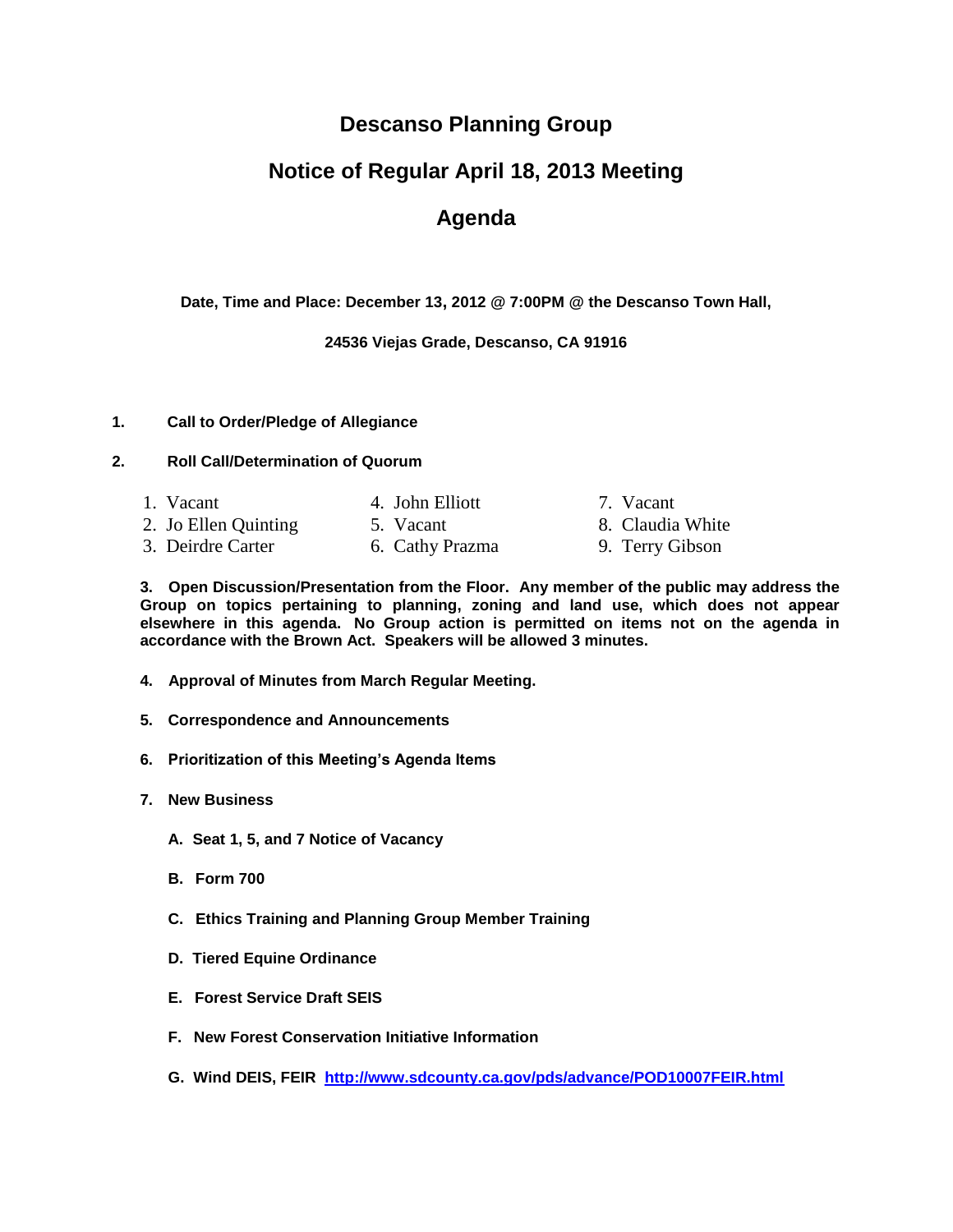# Descanso Planning Group

## Notice of Regular April 18, 2013 Meeting

## Agenda

**Date, Time and Place: December 13, 2012 @ 7:00PM @ the Descanso Town Hall,**

**24536 Viejas Grade, Descanso, CA 91916**

**1. Call to Order/Pledge of Allegiance**

**2. Roll Call/Determination of Quorum**

1. Vacant
2. Jo Ellen Quinting
3. Deirdre Carter
4. John Elliott
5. Vacant
6. Cathy Prazma
7. Vacant
8. Claudia White
9. Terry Gibson

**3. Open Discussion/Presentation from the Floor. Any member of the public may address the Group on topics pertaining to planning, zoning and land use, which does not appear elsewhere in this agenda. No Group action is permitted on items not on the agenda in accordance with the Brown Act. Speakers will be allowed 3 minutes.**

**4. Approval of Minutes from March Regular Meeting.**

**5. Correspondence and Announcements**

**6. Prioritization of this Meeting's Agenda Items**

**7. New Business**

**A. Seat 1, 5, and 7 Notice of Vacancy**

**B. Form 700**

**C. Ethics Training and Planning Group Member Training**

**D. Tiered Equine Ordinance**

**E. Forest Service Draft SEIS**

**F. New Forest Conservation Initiative Information**

**G. Wind DEIS, FEIR** http://www.sdcounty.ca.gov/pds/advance/POD10007FEIR.html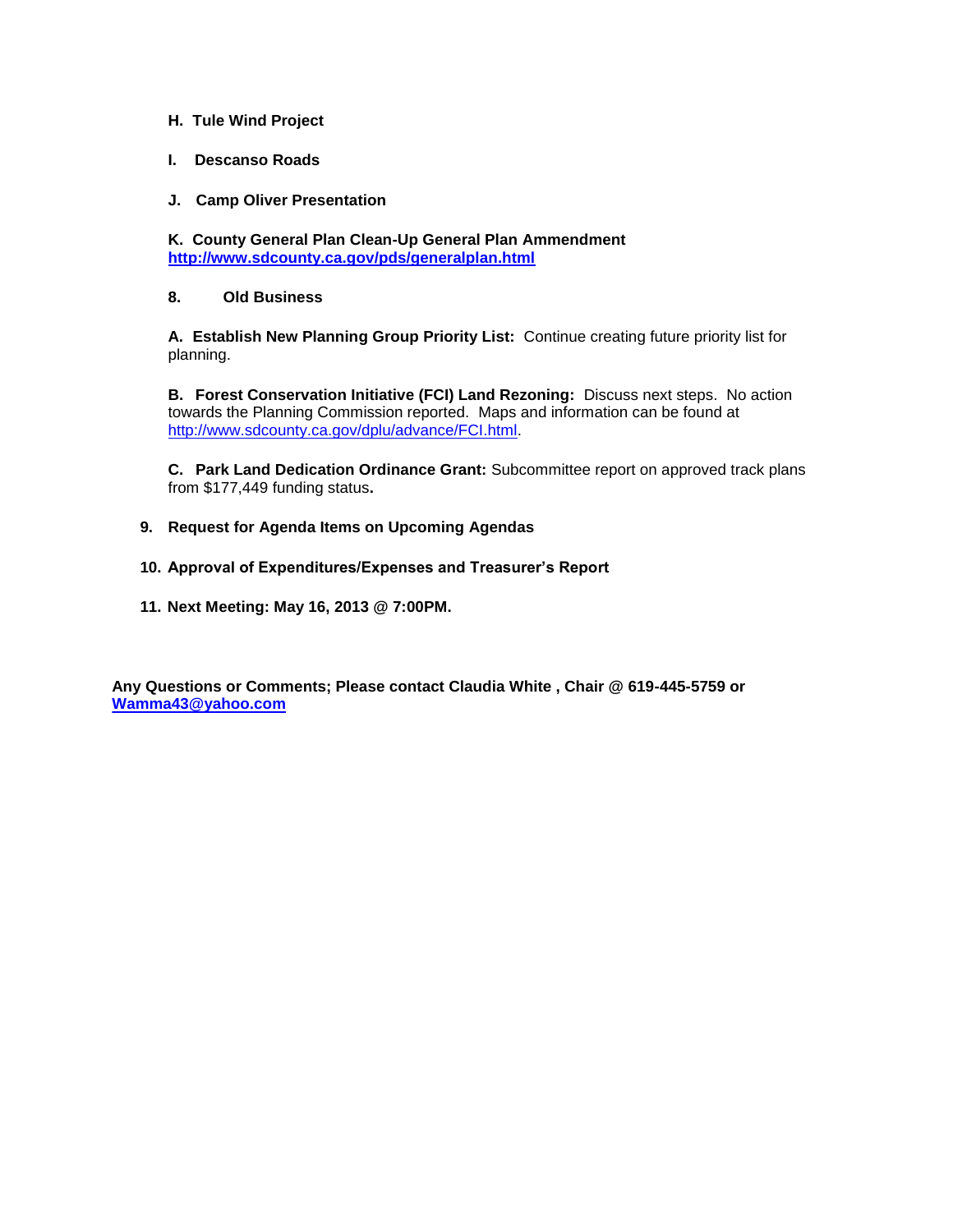**H. Tule Wind Project**

**I. Descanso Roads**

**J. Camp Oliver Presentation**

**K. County General Plan Clean-Up General Plan Ammendment**
**http://www.sdcounty.ca.gov/pds/generalplan.html**

**8. Old Business**

**A. Establish New Planning Group Priority List:** Continue creating future priority list for planning.

**B. Forest Conservation Initiative (FCI) Land Rezoning:** Discuss next steps. No action towards the Planning Commission reported. Maps and information can be found at http://www.sdcounty.ca.gov/dplu/advance/FCI.html.

**C. Park Land Dedication Ordinance Grant:** Subcommittee report on approved track plans from $177,449 funding status**.**

**9. Request for Agenda Items on Upcoming Agendas**

**10. Approval of Expenditures/Expenses and Treasurer's Report**

**11. Next Meeting: May 16, 2013 @ 7:00PM.**

**Any Questions or Comments; Please contact Claudia White , Chair @ 619-445-5759 or Wamma43@yahoo.com**